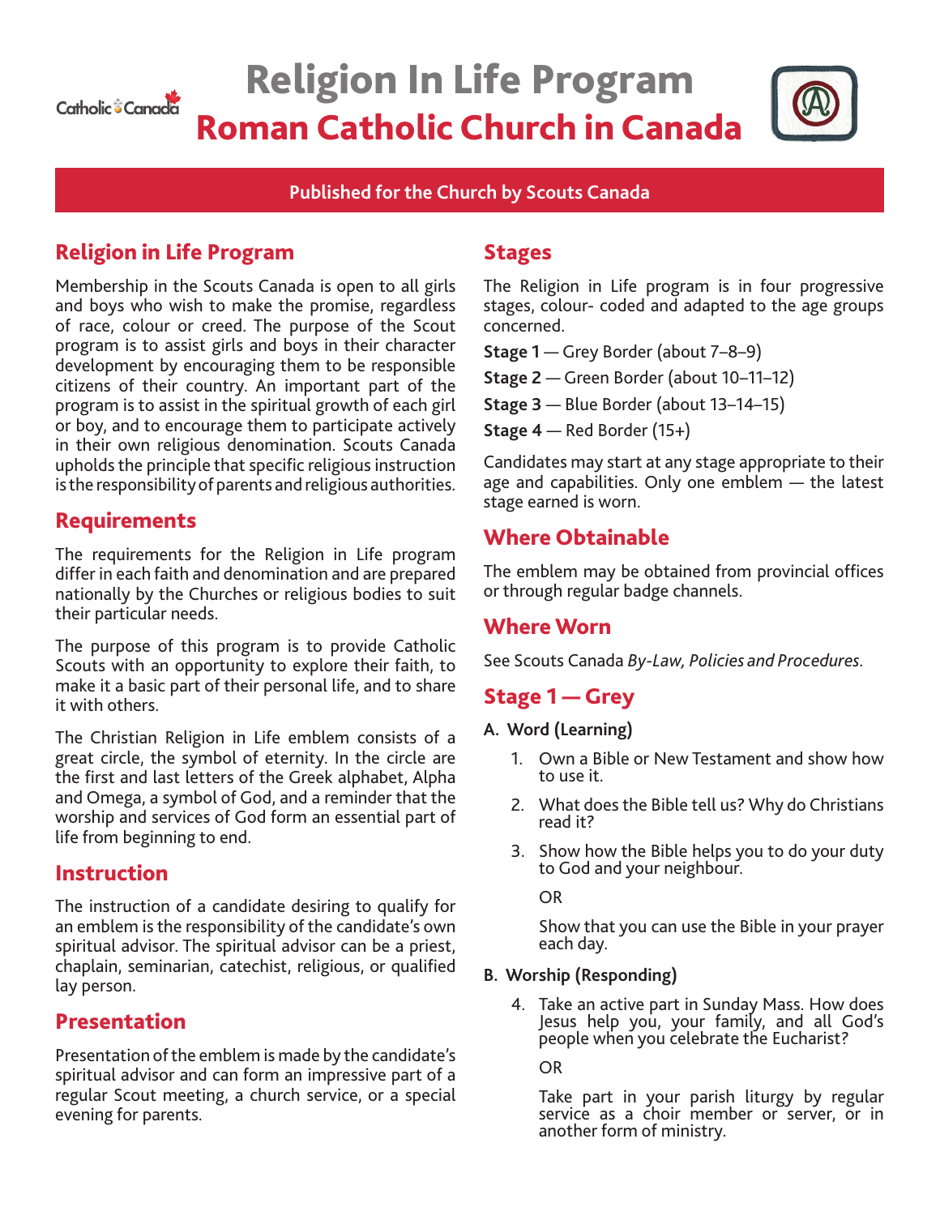Catholic Canada

# Religion In Life Program

# Roman Catholic Church in Canada

**Published for the Church by Scouts Canada**

## Religion in Life Program

Membership in the Scouts Canada is open to all girls and boys who wish to make the promise, regardless of race, colour or creed. The purpose of the Scout program is to assist girls and boys in their character development by encouraging them to be responsible citizens of their country. An important part of the program is to assist in the spiritual growth of each girl or boy, and to encourage them to participate actively in their own religious denomination. Scouts Canada upholds the principle that specific religious instruction is the responsibility of parents and religious authorities.

## Requirements

The requirements for the Religion in Life program differ in each faith and denomination and are prepared nationally by the Churches or religious bodies to suit their particular needs.

The purpose of this program is to provide Catholic Scouts with an opportunity to explore their faith, to make it a basic part of their personal life, and to share it with others.

The Christian Religion in Life emblem consists of a great circle, the symbol of eternity. In the circle are the first and last letters of the Greek alphabet, Alpha and Omega, a symbol of God, and a reminder that the worship and services of God form an essential part of life from beginning to end.

## Instruction

The instruction of a candidate desiring to qualify for an emblem is the responsibility of the candidate's own spiritual advisor. The spiritual advisor can be a priest, chaplain, seminarian, catechist, religious, or qualified lay person.

## Presentation

Presentation of the emblem is made by the candidate's spiritual advisor and can form an impressive part of a regular Scout meeting, a church service, or a special evening for parents.

## Stages

The Religion in Life program is in four progressive stages, colour- coded and adapted to the age groups concerned.

**Stage 1** — Grey Border (about 7–8–9)

**Stage 2** — Green Border (about 10–11–12)

**Stage 3** — Blue Border (about 13–14–15)

**Stage 4** — Red Border (15+)

Candidates may start at any stage appropriate to their age and capabilities. Only one emblem — the latest stage earned is worn.

## Where Obtainable

The emblem may be obtained from provincial offices or through regular badge channels.

## Where Worn

See Scouts Canada *By-Law, Policies and Procedures*.

## Stage 1 — Grey

**A. Word (Learning)**

1. Own a Bible or New Testament and show how to use it.
2. What does the Bible tell us? Why do Christians read it?
3. Show how the Bible helps you to do your duty to God and your neighbour.

   OR

   Show that you can use the Bible in your prayer each day.

**B. Worship (Responding)**

4. Take an active part in Sunday Mass. How does Jesus help you, your family, and all God's people when you celebrate the Eucharist?

   OR

   Take part in your parish liturgy by regular service as a choir member or server, or in another form of ministry.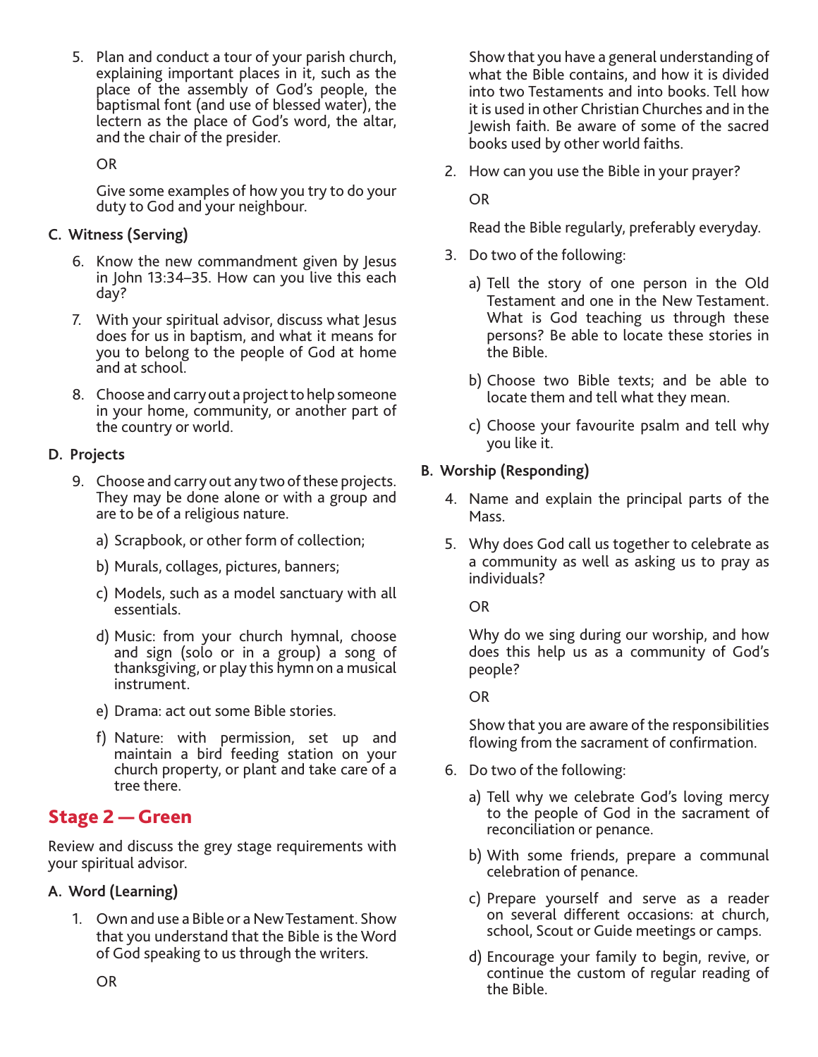5. Plan and conduct a tour of your parish church, explaining important places in it, such as the place of the assembly of God's people, the baptismal font (and use of blessed water), the lectern as the place of God's word, the altar, and the chair of the presider.

   OR

   Give some examples of how you try to do your duty to God and your neighbour.

**C. Witness (Serving)**

6. Know the new commandment given by Jesus in John 13:34–35. How can you live this each day?

7. With your spiritual advisor, discuss what Jesus does for us in baptism, and what it means for you to belong to the people of God at home and at school.

8. Choose and carry out a project to help someone in your home, community, or another part of the country or world.

**D. Projects**

9. Choose and carry out any two of these projects. They may be done alone or with a group and are to be of a religious nature.

   a) Scrapbook, or other form of collection;

   b) Murals, collages, pictures, banners;

   c) Models, such as a model sanctuary with all essentials.

   d) Music: from your church hymnal, choose and sign (solo or in a group) a song of thanksgiving, or play this hymn on a musical instrument.

   e) Drama: act out some Bible stories.

   f) Nature: with permission, set up and maintain a bird feeding station on your church property, or plant and take care of a tree there.

## Stage 2 — Green

Review and discuss the grey stage requirements with your spiritual advisor.

**A. Word (Learning)**

1. Own and use a Bible or a New Testament. Show that you understand that the Bible is the Word of God speaking to us through the writers.

   OR

   Show that you have a general understanding of what the Bible contains, and how it is divided into two Testaments and into books. Tell how it is used in other Christian Churches and in the Jewish faith. Be aware of some of the sacred books used by other world faiths.

2. How can you use the Bible in your prayer?

   OR

   Read the Bible regularly, preferably everyday.

3. Do two of the following:

   a) Tell the story of one person in the Old Testament and one in the New Testament. What is God teaching us through these persons? Be able to locate these stories in the Bible.

   b) Choose two Bible texts; and be able to locate them and tell what they mean.

   c) Choose your favourite psalm and tell why you like it.

**B. Worship (Responding)**

4. Name and explain the principal parts of the Mass.

5. Why does God call us together to celebrate as a community as well as asking us to pray as individuals?

   OR

   Why do we sing during our worship, and how does this help us as a community of God's people?

   OR

   Show that you are aware of the responsibilities flowing from the sacrament of confirmation.

6. Do two of the following:

   a) Tell why we celebrate God's loving mercy to the people of God in the sacrament of reconciliation or penance.

   b) With some friends, prepare a communal celebration of penance.

   c) Prepare yourself and serve as a reader on several different occasions: at church, school, Scout or Guide meetings or camps.

   d) Encourage your family to begin, revive, or continue the custom of regular reading of the Bible.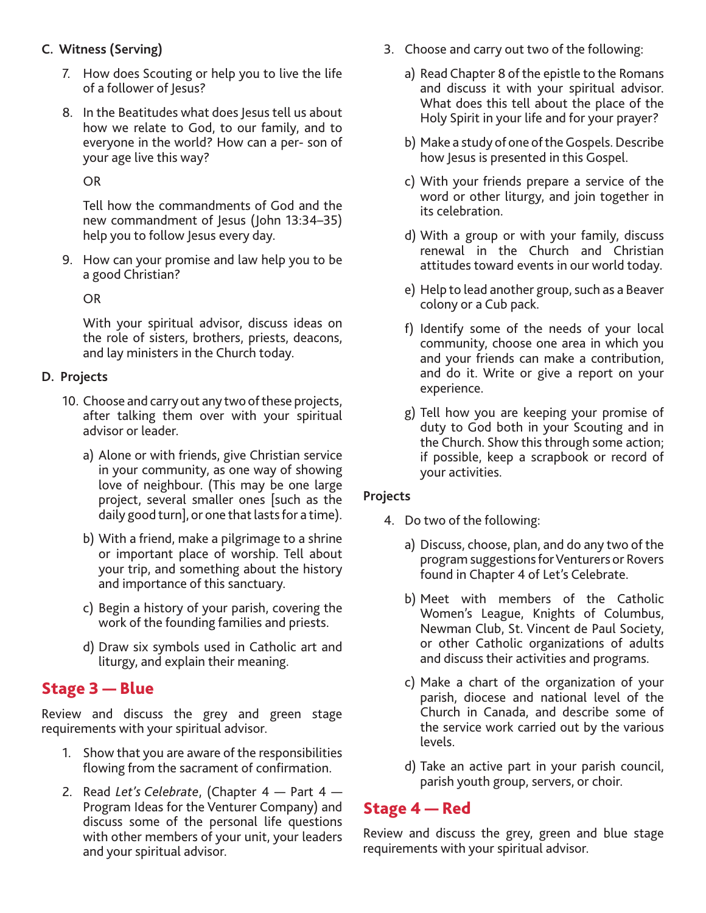### C. Witness (Serving)

7. How does Scouting or help you to live the life of a follower of Jesus?

8. In the Beatitudes what does Jesus tell us about how we relate to God, to our family, and to everyone in the world? How can a per- son of your age live this way?

   OR

   Tell how the commandments of God and the new commandment of Jesus (John 13:34–35) help you to follow Jesus every day.

9. How can your promise and law help you to be a good Christian?

   OR

   With your spiritual advisor, discuss ideas on the role of sisters, brothers, priests, deacons, and lay ministers in the Church today.

### D. Projects

10. Choose and carry out any two of these projects, after talking them over with your spiritual advisor or leader.

    a) Alone or with friends, give Christian service in your community, as one way of showing love of neighbour. (This may be one large project, several smaller ones [such as the daily good turn], or one that lasts for a time).

    b) With a friend, make a pilgrimage to a shrine or important place of worship. Tell about your trip, and something about the history and importance of this sanctuary.

    c) Begin a history of your parish, covering the work of the founding families and priests.

    d) Draw six symbols used in Catholic art and liturgy, and explain their meaning.

## Stage 3 — Blue

Review and discuss the grey and green stage requirements with your spiritual advisor.

1. Show that you are aware of the responsibilities flowing from the sacrament of confirmation.

2. Read *Let's Celebrate*, (Chapter 4 — Part 4 — Program Ideas for the Venturer Company) and discuss some of the personal life questions with other members of your unit, your leaders and your spiritual advisor.

3. Choose and carry out two of the following:

   a) Read Chapter 8 of the epistle to the Romans and discuss it with your spiritual advisor. What does this tell about the place of the Holy Spirit in your life and for your prayer?

   b) Make a study of one of the Gospels. Describe how Jesus is presented in this Gospel.

   c) With your friends prepare a service of the word or other liturgy, and join together in its celebration.

   d) With a group or with your family, discuss renewal in the Church and Christian attitudes toward events in our world today.

   e) Help to lead another group, such as a Beaver colony or a Cub pack.

   f) Identify some of the needs of your local community, choose one area in which you and your friends can make a contribution, and do it. Write or give a report on your experience.

   g) Tell how you are keeping your promise of duty to God both in your Scouting and in the Church. Show this through some action; if possible, keep a scrapbook or record of your activities.

**Projects**

4. Do two of the following:

   a) Discuss, choose, plan, and do any two of the program suggestions for Venturers or Rovers found in Chapter 4 of Let's Celebrate.

   b) Meet with members of the Catholic Women's League, Knights of Columbus, Newman Club, St. Vincent de Paul Society, or other Catholic organizations of adults and discuss their activities and programs.

   c) Make a chart of the organization of your parish, diocese and national level of the Church in Canada, and describe some of the service work carried out by the various levels.

   d) Take an active part in your parish council, parish youth group, servers, or choir.

## Stage 4 — Red

Review and discuss the grey, green and blue stage requirements with your spiritual advisor.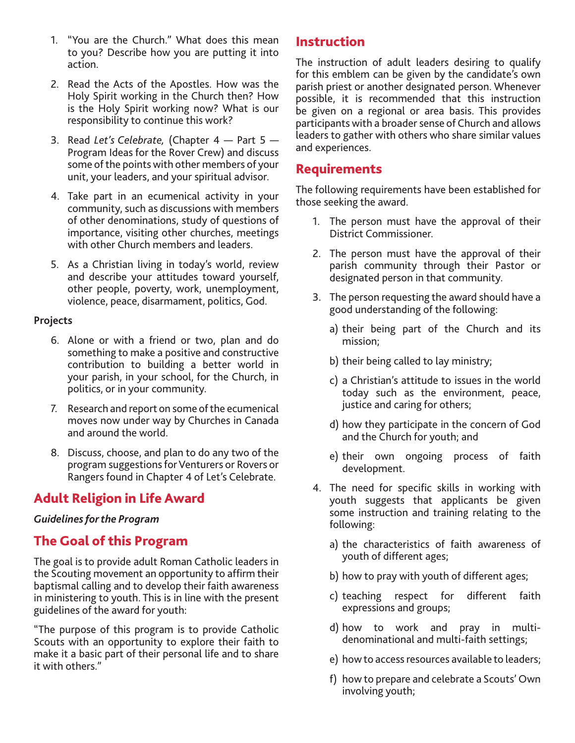1. "You are the Church." What does this mean to you? Describe how you are putting it into action.

2. Read the Acts of the Apostles. How was the Holy Spirit working in the Church then? How is the Holy Spirit working now? What is our responsibility to continue this work?

3. Read *Let's Celebrate,* (Chapter 4 — Part 5 — Program Ideas for the Rover Crew) and discuss some of the points with other members of your unit, your leaders, and your spiritual advisor.

4. Take part in an ecumenical activity in your community, such as discussions with members of other denominations, study of questions of importance, visiting other churches, meetings with other Church members and leaders.

5. As a Christian living in today's world, review and describe your attitudes toward yourself, other people, poverty, work, unemployment, violence, peace, disarmament, politics, God.

**Projects**

6. Alone or with a friend or two, plan and do something to make a positive and constructive contribution to building a better world in your parish, in your school, for the Church, in politics, or in your community.

7. Research and report on some of the ecumenical moves now under way by Churches in Canada and around the world.

8. Discuss, choose, and plan to do any two of the program suggestions for Venturers or Rovers or Rangers found in Chapter 4 of Let's Celebrate.

## Adult Religion in Life Award

***Guidelines for the Program***

## The Goal of this Program

The goal is to provide adult Roman Catholic leaders in the Scouting movement an opportunity to affirm their baptismal calling and to develop their faith awareness in ministering to youth. This is in line with the present guidelines of the award for youth:

"The purpose of this program is to provide Catholic Scouts with an opportunity to explore their faith to make it a basic part of their personal life and to share it with others."

## Instruction

The instruction of adult leaders desiring to qualify for this emblem can be given by the candidate's own parish priest or another designated person. Whenever possible, it is recommended that this instruction be given on a regional or area basis. This provides participants with a broader sense of Church and allows leaders to gather with others who share similar values and experiences.

## Requirements

The following requirements have been established for those seeking the award.

1. The person must have the approval of their District Commissioner.

2. The person must have the approval of their parish community through their Pastor or designated person in that community.

3. The person requesting the award should have a good understanding of the following:

   a) their being part of the Church and its mission;

   b) their being called to lay ministry;

   c) a Christian's attitude to issues in the world today such as the environment, peace, justice and caring for others;

   d) how they participate in the concern of God and the Church for youth; and

   e) their own ongoing process of faith development.

4. The need for specific skills in working with youth suggests that applicants be given some instruction and training relating to the following:

   a) the characteristics of faith awareness of youth of different ages;

   b) how to pray with youth of different ages;

   c) teaching respect for different faith expressions and groups;

   d) how to work and pray in multi-denominational and multi-faith settings;

   e) how to access resources available to leaders;

   f) how to prepare and celebrate a Scouts' Own involving youth;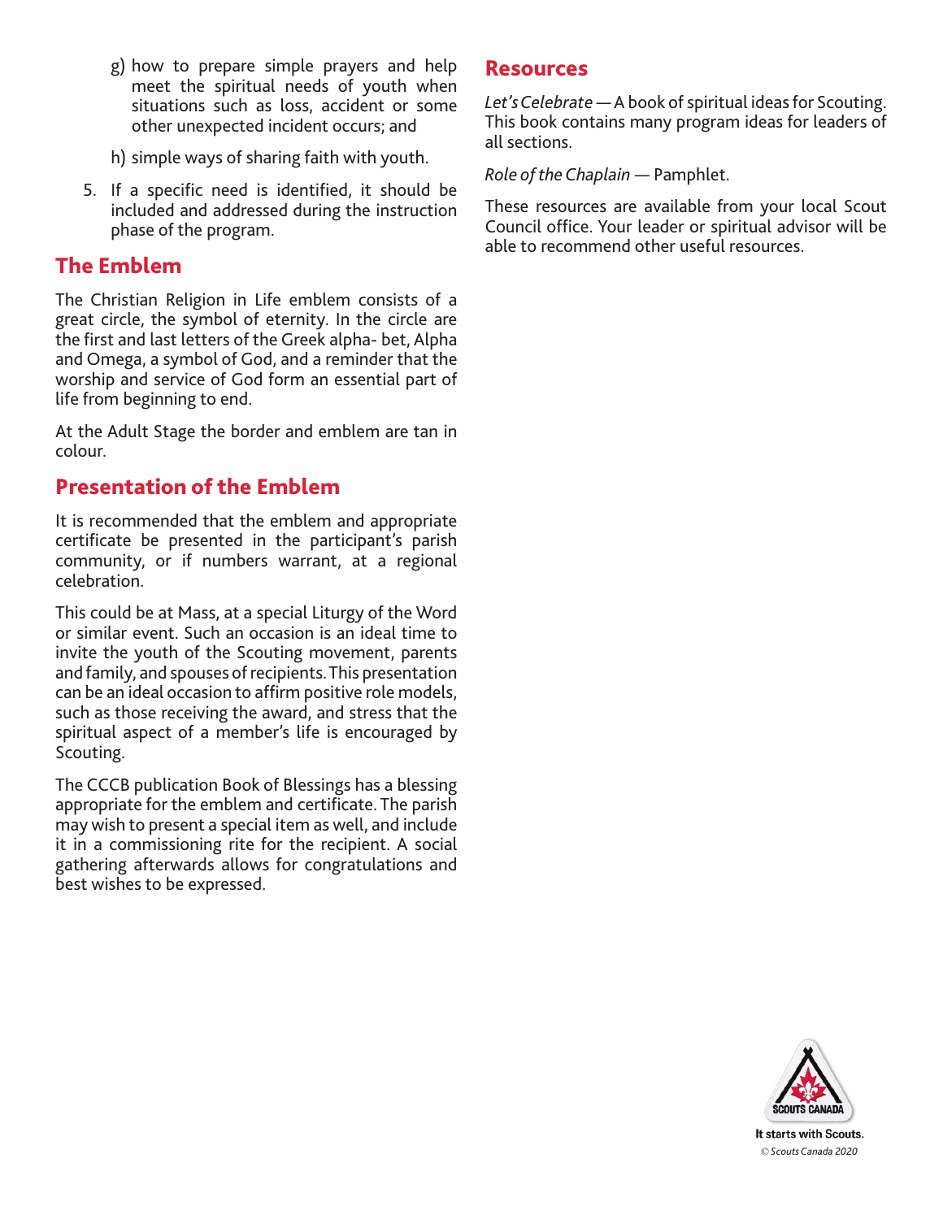g) how to prepare simple prayers and help meet the spiritual needs of youth when situations such as loss, accident or some other unexpected incident occurs; and

h) simple ways of sharing faith with youth.

5. If a specific need is identified, it should be included and addressed during the instruction phase of the program.

## The Emblem

The Christian Religion in Life emblem consists of a great circle, the symbol of eternity. In the circle are the first and last letters of the Greek alpha- bet, Alpha and Omega, a symbol of God, and a reminder that the worship and service of God form an essential part of life from beginning to end.

At the Adult Stage the border and emblem are tan in colour.

## Presentation of the Emblem

It is recommended that the emblem and appropriate certificate be presented in the participant's parish community, or if numbers warrant, at a regional celebration.

This could be at Mass, at a special Liturgy of the Word or similar event. Such an occasion is an ideal time to invite the youth of the Scouting movement, parents and family, and spouses of recipients. This presentation can be an ideal occasion to affirm positive role models, such as those receiving the award, and stress that the spiritual aspect of a member's life is encouraged by Scouting.

The CCCB publication Book of Blessings has a blessing appropriate for the emblem and certificate. The parish may wish to present a special item as well, and include it in a commissioning rite for the recipient. A social gathering afterwards allows for congratulations and best wishes to be expressed.

## Resources

*Let's Celebrate* — A book of spiritual ideas for Scouting. This book contains many program ideas for leaders of all sections.

*Role of the Chaplain* — Pamphlet.

These resources are available from your local Scout Council office. Your leader or spiritual advisor will be able to recommend other useful resources.

SCOUTS CANADA

It starts with Scouts.

*© Scouts Canada 2020*